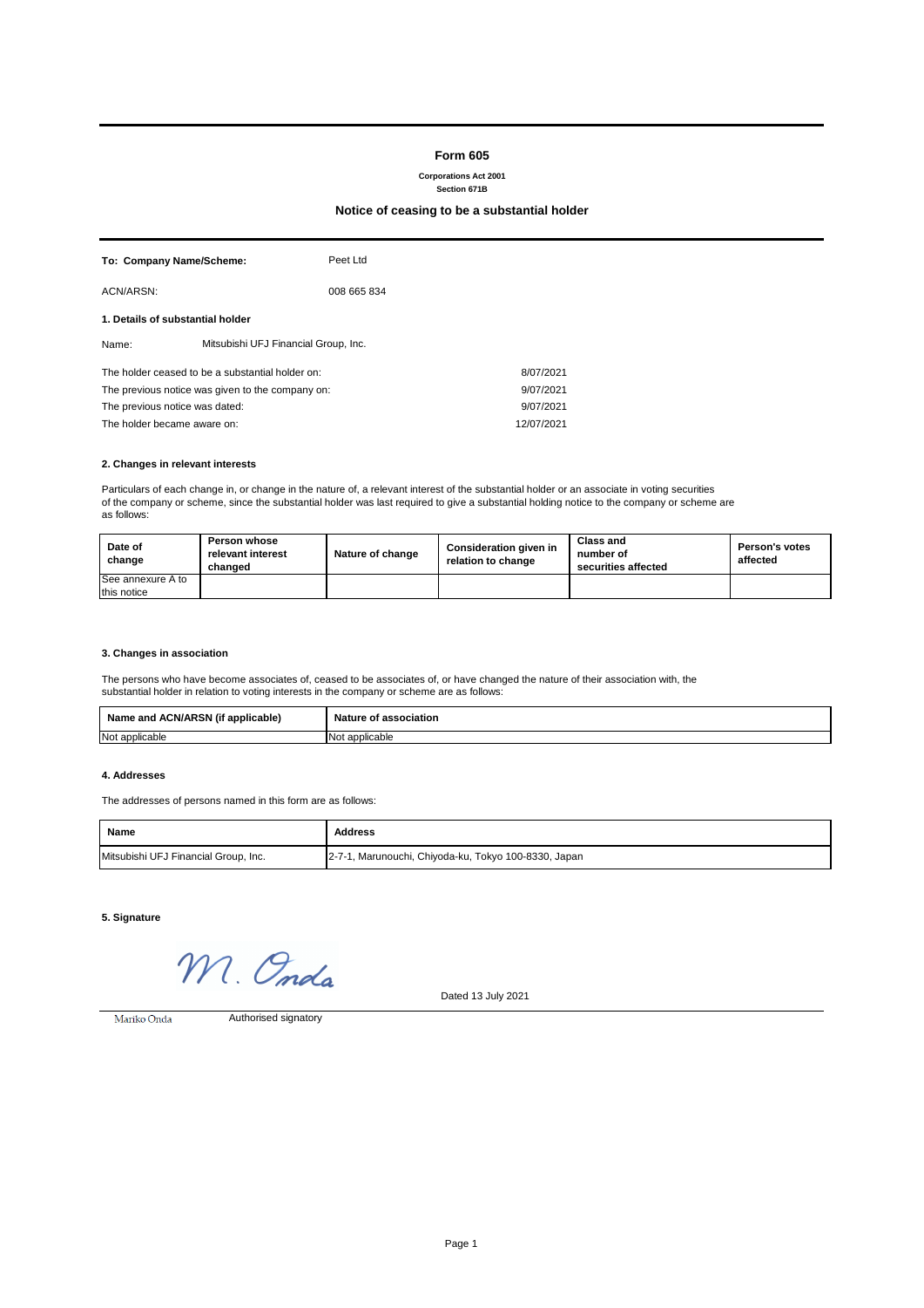# Form 605

**Corporations Act 2001**
**Section 671B**

## Notice of ceasing to be a substantial holder

| | |
|---|---|
| **To: Company Name/Scheme:** | Peet Ltd |
| ACN/ARSN: | 008 665 834 |

### 1. Details of substantial holder

Name: Mitsubishi UFJ Financial Group, Inc.

| | |
|---|---|
| The holder ceased to be a substantial holder on: | 8/07/2021 |
| The previous notice was given to the company on: | 9/07/2021 |
| The previous notice was dated: | 9/07/2021 |
| The holder became aware on: | 12/07/2021 |

### 2. Changes in relevant interests

Particulars of each change in, or change in the nature of, a relevant interest of the substantial holder or an associate in voting securities of the company or scheme, since the substantial holder was last required to give a substantial holding notice to the company or scheme are as follows:

| Date of change | Person whose relevant interest changed | Nature of change | Consideration given in relation to change | Class and number of securities affected | Person's votes affected |
|---|---|---|---|---|---|
| See annexure A to this notice | | | | | |

### 3. Changes in association

The persons who have become associates of, ceased to be associates of, or have changed the nature of their association with, the substantial holder in relation to voting interests in the company or scheme are as follows:

| Name and ACN/ARSN (if applicable) | Nature of association |
|---|---|
| Not applicable | Not applicable |

### 4. Addresses

The addresses of persons named in this form are as follows:

| Name | Address |
|---|---|
| Mitsubishi UFJ Financial Group, Inc. | 2-7-1, Marunouchi, Chiyoda-ku, Tokyo 100-8330, Japan |

### 5. Signature

M. Onda

Dated 13 July 2021

Mariko Onda — Authorised signatory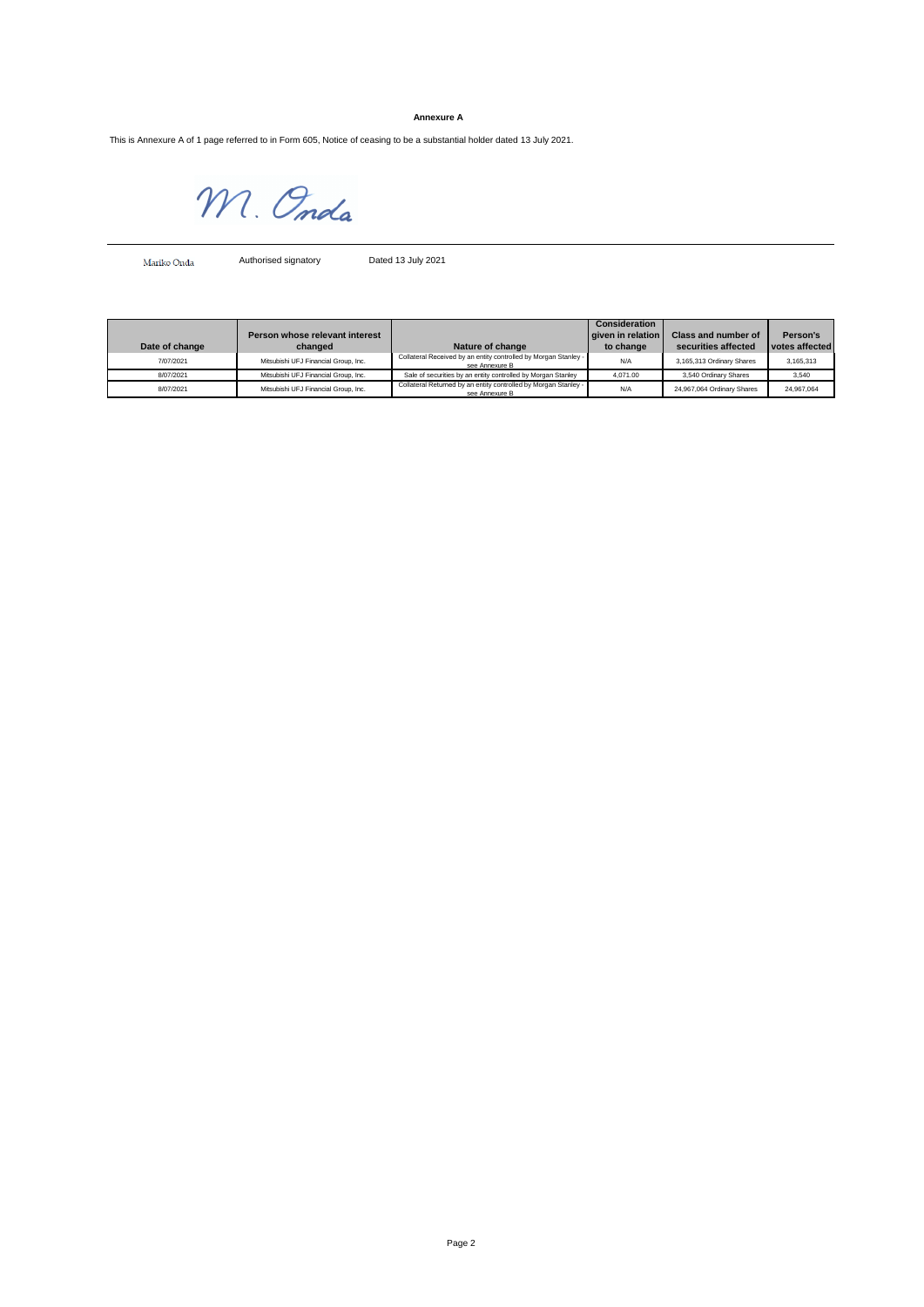**Annexure A**

This is Annexure A of 1 page referred to in Form 605, Notice of ceasing to be a substantial holder dated 13 July 2021.

M. Onda

Mariko Onda | Authorised signatory | Dated 13 July 2021

| Date of change | Person whose relevant interest changed | Nature of change | Consideration given in relation to change | Class and number of securities affected | Person's votes affected |
|---|---|---|---|---|---|
| 7/07/2021 | Mitsubishi UFJ Financial Group, Inc. | Collateral Received by an entity controlled by Morgan Stanley - see Annexure B | N/A | 3,165,313 Ordinary Shares | 3,165,313 |
| 8/07/2021 | Mitsubishi UFJ Financial Group, Inc. | Sale of securities by an entity controlled by Morgan Stanley | 4,071.00 | 3,540 Ordinary Shares | 3,540 |
| 8/07/2021 | Mitsubishi UFJ Financial Group, Inc. | Collateral Returned by an entity controlled by Morgan Stanley - see Annexure B | N/A | 24,967,064 Ordinary Shares | 24,967,064 |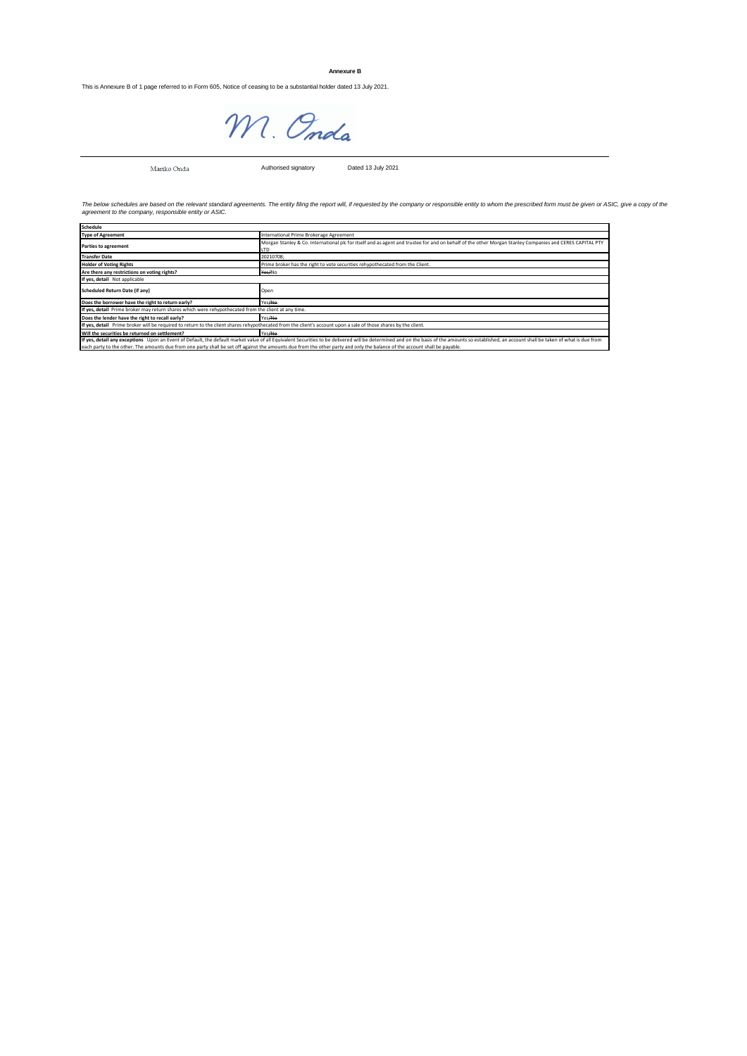**Annexure B**

This is Annexure B of 1 page referred to in Form 605, Notice of ceasing to be a substantial holder dated 13 July 2021.

M. Onda

Mariko Onda Authorised signatory Dated 13 July 2021

*The below schedules are based on the relevant standard agreements. The entity filing the report will, if requested by the company or responsible entity to whom the prescribed form must be given or ASIC, give a copy of the agreement to the company, responsible entity or ASIC.*

| **Schedule** | |
|---|---|
| **Type of Agreement** | International Prime Brokerage Agreement |
| **Parties to agreement** | Morgan Stanley & Co. International plc for itself and as agent and trustee for and on behalf of the other Morgan Stanley Companies and CERES CAPITAL PTY LTD |
| **Transfer Date** | 20210708; |
| **Holder of Voting Rights** | Prime broker has the right to vote securities rehypothecated from the Client. |
| **Are there any restrictions on voting rights?** | ~~Yes~~/No |
| **If yes, detail** Not applicable | |
| **Scheduled Return Date (if any)** | Open |
| **Does the borrower have the right to return early?** | Yes/~~No~~ |
| **If yes, detail** Prime broker may return shares which were rehypothecated from the client at any time. | |
| **Does the lender have the right to recall early?** | Yes/~~No~~ |
| **If yes, detail** Prime broker will be required to return to the client shares rehypothecated from the client's account upon a sale of those shares by the client. | |
| **Will the securities be returned on settlement?** | Yes/~~No~~ |
| **If yes, detail any exceptions** Upon an Event of Default, the default market value of all Equivalent Securities to be delivered will be determined and on the basis of the amounts so established, an account shall be taken of what is due from each party to the other. The amounts due from one party shall be set off against the amounts due from the other party and only the balance of the account shall be payable. | |